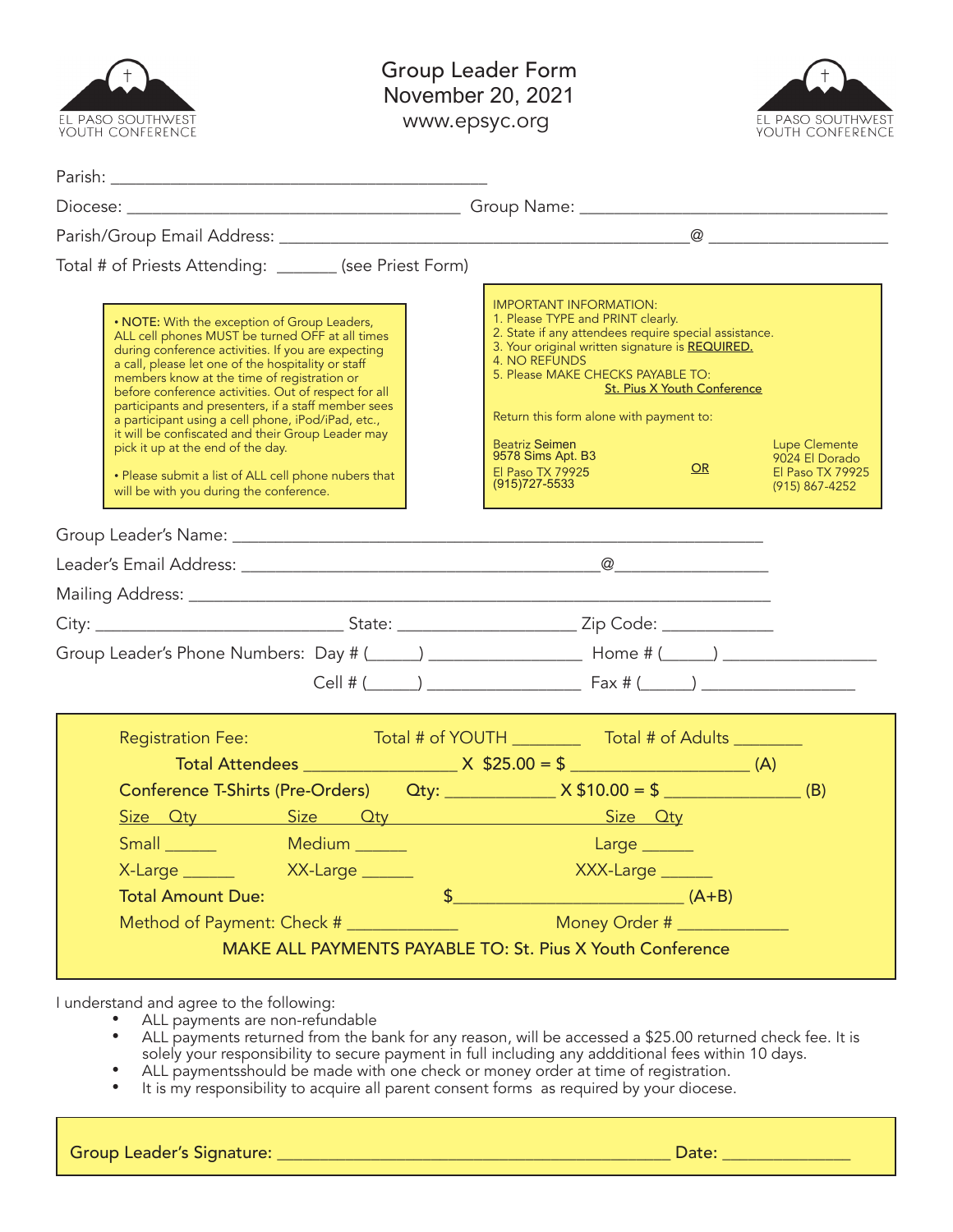EL PASO SOUTHWEST YOUTH CONFERENCE

# Group Leader Form
## November 20, 2021
www.epsyc.org

EL PASO SOUTHWEST YOUTH CONFERENCE

Parish: ____________________________________________

Diocese: ______________________________________ Group Name: ____________________________________

Parish/Group Email Address: ______________________________________________@ ____________________

Total # of Priests Attending: _______ (see Priest Form)

• **NOTE:** With the exception of Group Leaders, ALL cell phones MUST be turned OFF at all times during conference activities. If you are expecting a call, please let one of the hospitality or staff members know at the time of registration or before conference activities. Out of respect for all participants and presenters, if a staff member sees a participant using a cell phone, iPod/iPad, etc., it will be confiscated and their Group Leader may pick it up at the end of the day.

• Please submit a list of ALL cell phone nubers that will be with you during the conference.

IMPORTANT INFORMATION:
1. Please TYPE and PRINT clearly.
2. State if any attendees require special assistance.
3. Your original written signature is REQUIRED.
4. NO REFUNDS
5. Please MAKE CHECKS PAYABLE TO: St. Pius X Youth Conference

Return this form alone with payment to:

Beatriz Seimen
9578 Sims Apt. B3
El Paso TX 79925
(915)727-5533

OR

Lupe Clemente
9024 El Dorado
El Paso TX 79925
(915) 867-4252

Group Leader's Name: ______________________________________________________________

Leader's Email Address: __________________________________________@_________________

Mailing Address: _____________________________________________________________________

City: ____________________________ State: ____________________ Zip Code: ____________

Group Leader's Phone Numbers: Day # (_____) _________________ Home # (_____) _________________

Cell # (_____) _________________ Fax # (_____) _________________

Registration Fee: Total # of YOUTH _______ Total # of Adults _______

**Total Attendees** _________________ X $25.00 = $ ____________________ (A)

**Conference T-Shirts (Pre-Orders)** Qty: ____________ X $10.00 = $ _______________ (B)

| Size Qty | Size Qty | Size Qty |
|---|---|---|
| Small ______ | Medium ______ | Large ______ |
| X-Large ______ | XX-Large ______ | XXX-Large ______ |

**Total Amount Due:** $__________________________ (A+B)

Method of Payment: Check # ____________ Money Order # ____________

MAKE ALL PAYMENTS PAYABLE TO: St. Pius X Youth Conference

I understand and agree to the following:

- ALL payments are non-refundable
- ALL payments returned from the bank for any reason, will be accessed a $25.00 returned check fee. It is solely your responsibility to secure payment in full including any addditional fees within 10 days.
- ALL paymentsshould be made with one check or money order at time of registration.
- It is my responsibility to acquire all parent consent forms as required by your diocese.

Group Leader's Signature: ____________________________________________ Date: ______________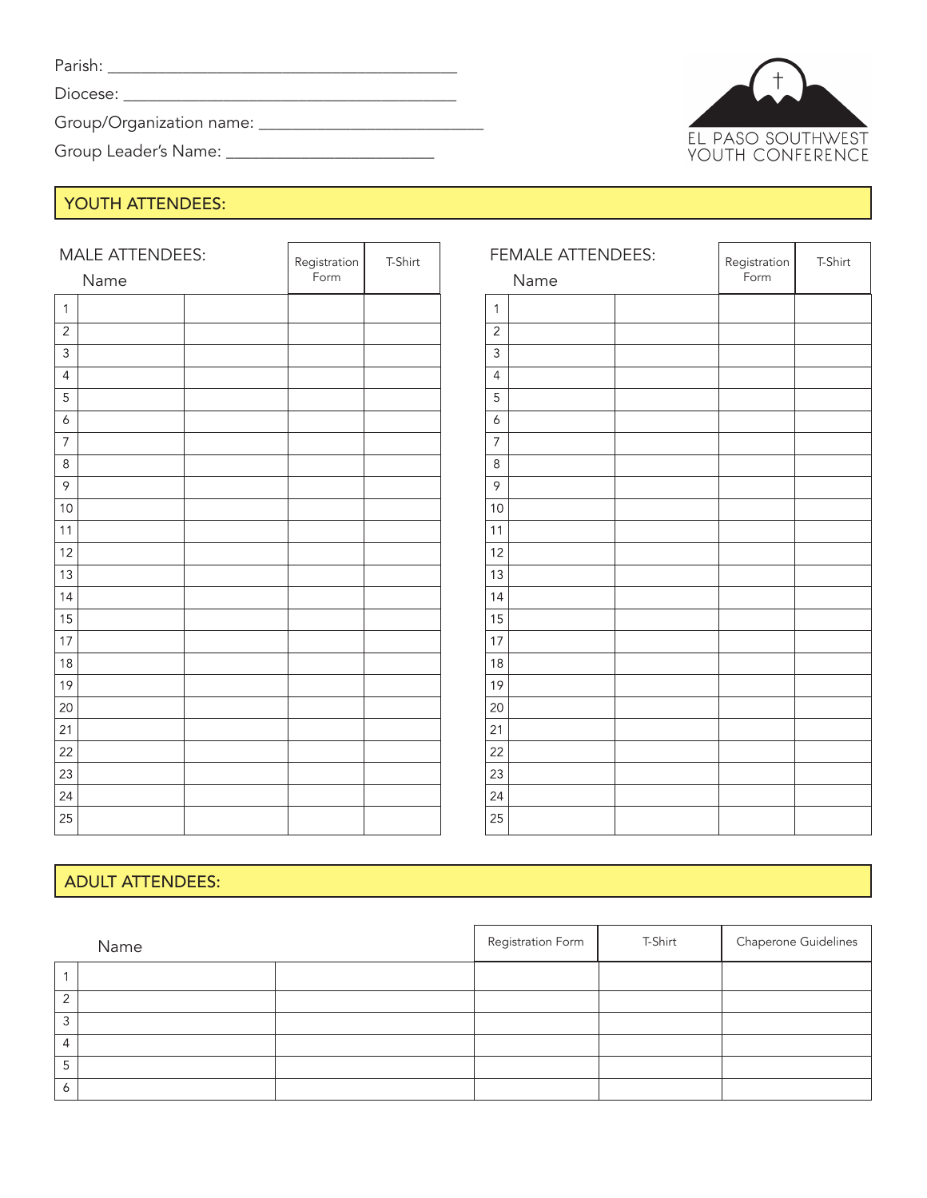Parish: ________________________________________

Diocese: ______________________________________

Group/Organization name: __________________________

Group Leader's Name: _______________________

EL PASO SOUTHWEST YOUTH CONFERENCE

## YOUTH ATTENDEES:

| MALE ATTENDEES: Name | | | Registration Form | T-Shirt |
|---|---|---|---|---|
| 1 | | | | |
| 2 | | | | |
| 3 | | | | |
| 4 | | | | |
| 5 | | | | |
| 6 | | | | |
| 7 | | | | |
| 8 | | | | |
| 9 | | | | |
| 10 | | | | |
| 11 | | | | |
| 12 | | | | |
| 13 | | | | |
| 14 | | | | |
| 15 | | | | |
| 17 | | | | |
| 18 | | | | |
| 19 | | | | |
| 20 | | | | |
| 21 | | | | |
| 22 | | | | |
| 23 | | | | |
| 24 | | | | |
| 25 | | | | |

| FEMALE ATTENDEES: Name | | | Registration Form | T-Shirt |
|---|---|---|---|---|
| 1 | | | | |
| 2 | | | | |
| 3 | | | | |
| 4 | | | | |
| 5 | | | | |
| 6 | | | | |
| 7 | | | | |
| 8 | | | | |
| 9 | | | | |
| 10 | | | | |
| 11 | | | | |
| 12 | | | | |
| 13 | | | | |
| 14 | | | | |
| 15 | | | | |
| 17 | | | | |
| 18 | | | | |
| 19 | | | | |
| 20 | | | | |
| 21 | | | | |
| 22 | | | | |
| 23 | | | | |
| 24 | | | | |
| 25 | | | | |

## ADULT ATTENDEES:

| Name | | | Registration Form | T-Shirt | Chaperone Guidelines |
|---|---|---|---|---|---|
| 1 | | | | | |
| 2 | | | | | |
| 3 | | | | | |
| 4 | | | | | |
| 5 | | | | | |
| 6 | | | | | |